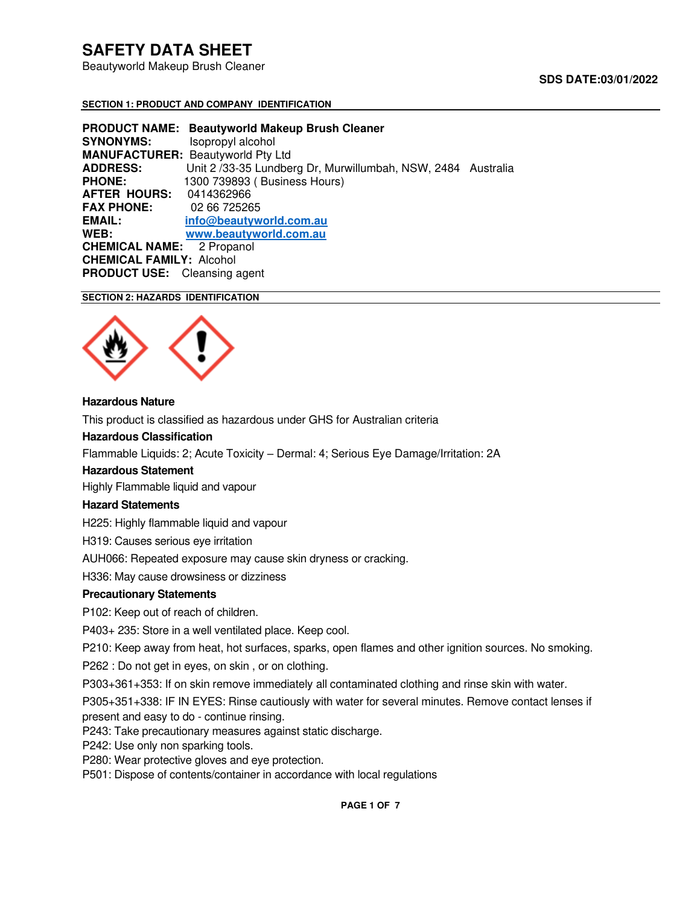# SAFETY DATA SHEET

Beautyworld Makeup Brush Cleaner

**SDS DATE:03/01/2022**

## SECTION 1: PRODUCT AND COMPANY IDENTIFICATION

**PRODUCT NAME:** **Beautyworld Makeup Brush Cleaner**
**SYNONYMS:** Isopropyl alcohol
**MANUFACTURER:** Beautyworld Pty Ltd
**ADDRESS:** Unit 2 /33-35 Lundberg Dr, Murwillumbah, NSW, 2484 Australia
**PHONE:** 1300 739893 ( Business Hours)
**AFTER HOURS:** 0414362966
**FAX PHONE:** 02 66 725265
**EMAIL:** info@beautyworld.com.au
**WEB:** www.beautyworld.com.au
**CHEMICAL NAME:** 2 Propanol
**CHEMICAL FAMILY:** Alcohol
**PRODUCT USE:** Cleansing agent

## SECTION 2: HAZARDS IDENTIFICATION

**Hazardous Nature**

This product is classified as hazardous under GHS for Australian criteria

**Hazardous Classification**

Flammable Liquids: 2; Acute Toxicity – Dermal: 4; Serious Eye Damage/Irritation: 2A

**Hazardous Statement**

Highly Flammable liquid and vapour

**Hazard Statements**

H225: Highly flammable liquid and vapour

H319: Causes serious eye irritation

AUH066: Repeated exposure may cause skin dryness or cracking.

H336: May cause drowsiness or dizziness

**Precautionary Statements**

P102: Keep out of reach of children.

P403+ 235: Store in a well ventilated place. Keep cool.

P210: Keep away from heat, hot surfaces, sparks, open flames and other ignition sources. No smoking.

P262 : Do not get in eyes, on skin , or on clothing.

P303+361+353: If on skin remove immediately all contaminated clothing and rinse skin with water.

P305+351+338: IF IN EYES: Rinse cautiously with water for several minutes. Remove contact lenses if present and easy to do - continue rinsing.

P243: Take precautionary measures against static discharge.

P242: Use only non sparking tools.

P280: Wear protective gloves and eye protection.

P501: Dispose of contents/container in accordance with local regulations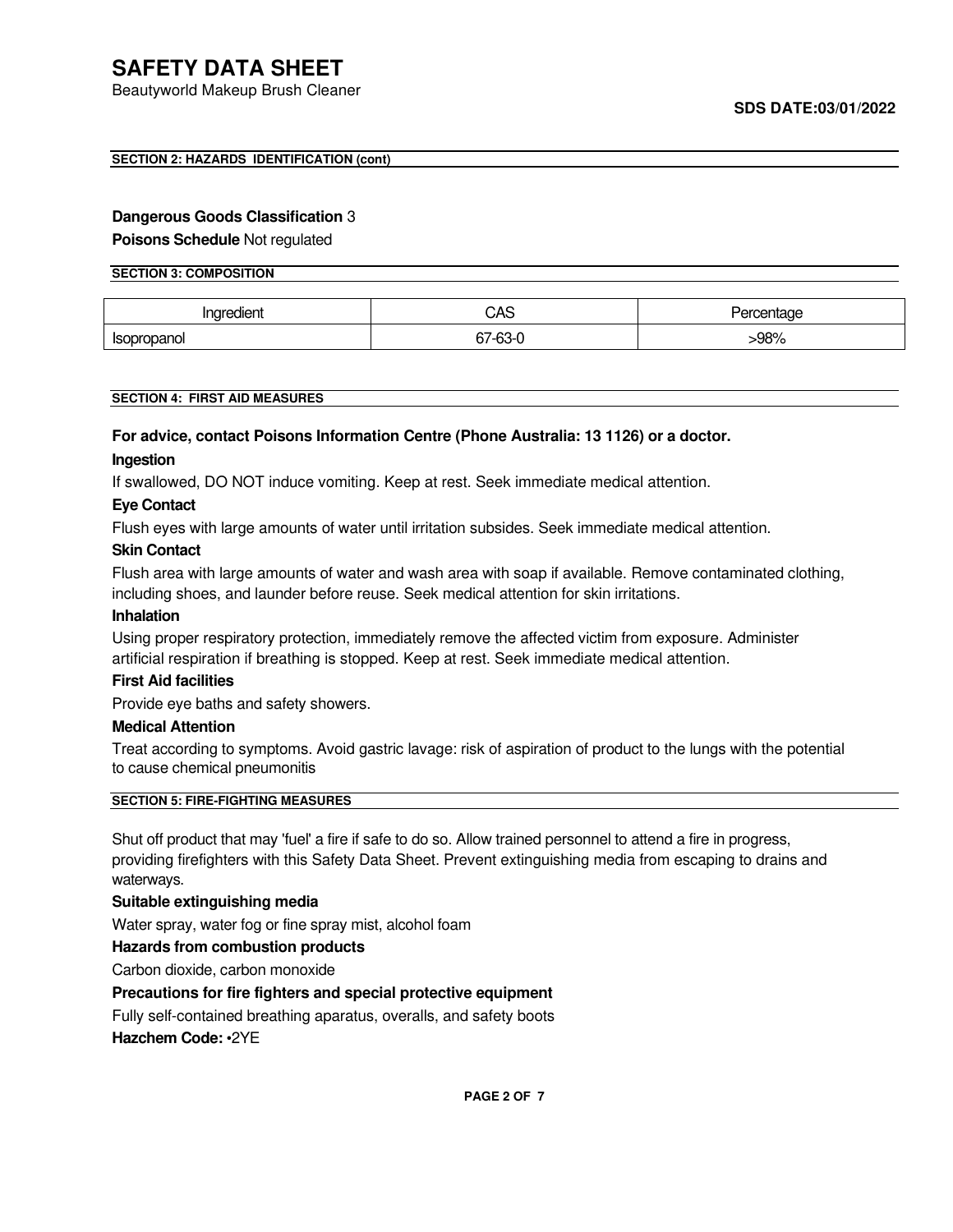#### SECTION 2: HAZARDS IDENTIFICATION (cont)

**Dangerous Goods Classification** 3

**Poisons Schedule** Not regulated

#### SECTION 3: COMPOSITION

| Ingredient | CAS | Percentage |
|---|---|---|
| Isopropanol | 67-63-0 | >98% |

#### SECTION 4: FIRST AID MEASURES

**For advice, contact Poisons Information Centre (Phone Australia: 13 1126) or a doctor.**

**Ingestion**

If swallowed, DO NOT induce vomiting. Keep at rest. Seek immediate medical attention.

**Eye Contact**

Flush eyes with large amounts of water until irritation subsides. Seek immediate medical attention.

**Skin Contact**

Flush area with large amounts of water and wash area with soap if available. Remove contaminated clothing, including shoes, and launder before reuse. Seek medical attention for skin irritations.

**Inhalation**

Using proper respiratory protection, immediately remove the affected victim from exposure. Administer artificial respiration if breathing is stopped. Keep at rest. Seek immediate medical attention.

**First Aid facilities**

Provide eye baths and safety showers.

**Medical Attention**

Treat according to symptoms. Avoid gastric lavage: risk of aspiration of product to the lungs with the potential to cause chemical pneumonitis

#### SECTION 5: FIRE-FIGHTING MEASURES

Shut off product that may 'fuel' a fire if safe to do so. Allow trained personnel to attend a fire in progress, providing firefighters with this Safety Data Sheet. Prevent extinguishing media from escaping to drains and waterways.

**Suitable extinguishing media**

Water spray, water fog or fine spray mist, alcohol foam

**Hazards from combustion products**

Carbon dioxide, carbon monoxide

**Precautions for fire fighters and special protective equipment**

Fully self-contained breathing aparatus, overalls, and safety boots

**Hazchem Code:** •2YE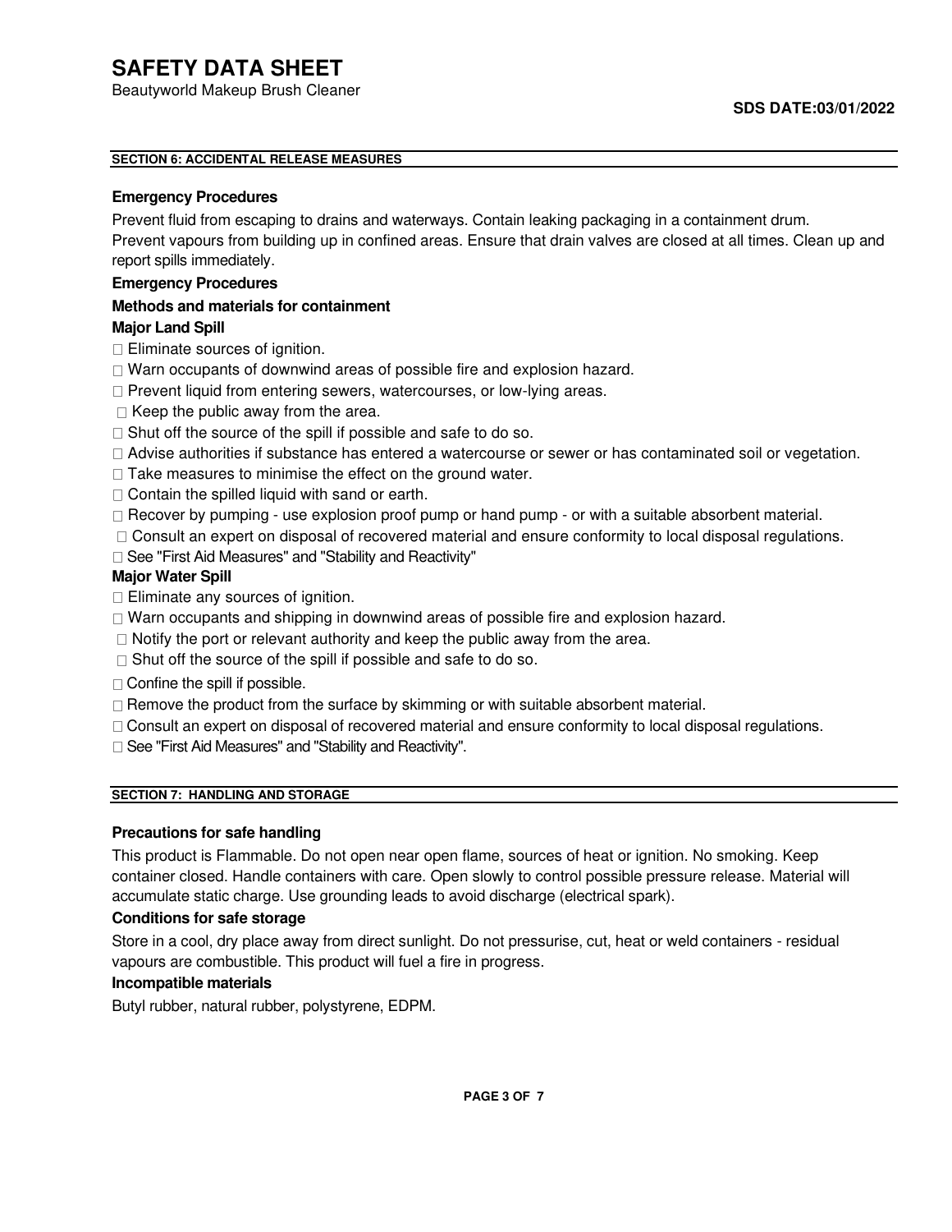## SECTION 6: ACCIDENTAL RELEASE MEASURES

### Emergency Procedures

Prevent fluid from escaping to drains and waterways. Contain leaking packaging in a containment drum. Prevent vapours from building up in confined areas. Ensure that drain valves are closed at all times. Clean up and report spills immediately.

### Emergency Procedures

### Methods and materials for containment

### Major Land Spill

- Eliminate sources of ignition.
- Warn occupants of downwind areas of possible fire and explosion hazard.
- Prevent liquid from entering sewers, watercourses, or low-lying areas.
- Keep the public away from the area.
- Shut off the source of the spill if possible and safe to do so.
- Advise authorities if substance has entered a watercourse or sewer or has contaminated soil or vegetation.
- Take measures to minimise the effect on the ground water.
- Contain the spilled liquid with sand or earth.
- Recover by pumping - use explosion proof pump or hand pump - or with a suitable absorbent material.
- Consult an expert on disposal of recovered material and ensure conformity to local disposal regulations.
- See "First Aid Measures" and "Stability and Reactivity"

### Major Water Spill

- Eliminate any sources of ignition.
- Warn occupants and shipping in downwind areas of possible fire and explosion hazard.
- Notify the port or relevant authority and keep the public away from the area.
- Shut off the source of the spill if possible and safe to do so.
- Confine the spill if possible.
- Remove the product from the surface by skimming or with suitable absorbent material.
- Consult an expert on disposal of recovered material and ensure conformity to local disposal regulations.
- See "First Aid Measures" and "Stability and Reactivity".

## SECTION 7: HANDLING AND STORAGE

### Precautions for safe handling

This product is Flammable. Do not open near open flame, sources of heat or ignition. No smoking. Keep container closed. Handle containers with care. Open slowly to control possible pressure release. Material will accumulate static charge. Use grounding leads to avoid discharge (electrical spark).

### Conditions for safe storage

Store in a cool, dry place away from direct sunlight. Do not pressurise, cut, heat or weld containers - residual vapours are combustible. This product will fuel a fire in progress.

### Incompatible materials

Butyl rubber, natural rubber, polystyrene, EDPM.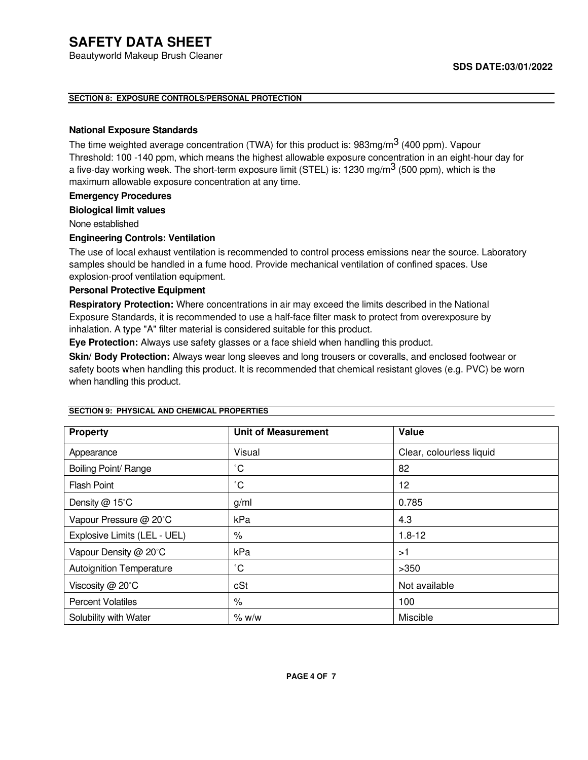## SECTION 8: EXPOSURE CONTROLS/PERSONAL PROTECTION

### National Exposure Standards

The time weighted average concentration (TWA) for this product is: 983mg/$m^3$ (400 ppm). Vapour Threshold: 100 -140 ppm, which means the highest allowable exposure concentration in an eight-hour day for a five-day working week. The short-term exposure limit (STEL) is: 1230 mg/$m^3$ (500 ppm), which is the maximum allowable exposure concentration at any time.

**Emergency Procedures**

**Biological limit values**

None established

**Engineering Controls: Ventilation**

The use of local exhaust ventilation is recommended to control process emissions near the source. Laboratory samples should be handled in a fume hood. Provide mechanical ventilation of confined spaces. Use explosion-proof ventilation equipment.

**Personal Protective Equipment**

**Respiratory Protection:** Where concentrations in air may exceed the limits described in the National Exposure Standards, it is recommended to use a half-face filter mask to protect from overexposure by inhalation. A type "A" filter material is considered suitable for this product.

**Eye Protection:** Always use safety glasses or a face shield when handling this product.

**Skin/ Body Protection:** Always wear long sleeves and long trousers or coveralls, and enclosed footwear or safety boots when handling this product. It is recommended that chemical resistant gloves (e.g. PVC) be worn when handling this product.

## SECTION 9: PHYSICAL AND CHEMICAL PROPERTIES

| Property | Unit of Measurement | Value |
|---|---|---|
| Appearance | Visual | Clear, colourless liquid |
| Boiling Point/ Range | ˚C | 82 |
| Flash Point | ˚C | 12 |
| Density @ 15˚C | g/ml | 0.785 |
| Vapour Pressure @ 20˚C | kPa | 4.3 |
| Explosive Limits (LEL - UEL) | % | 1.8-12 |
| Vapour Density @ 20˚C | kPa | >1 |
| Autoignition Temperature | ˚C | >350 |
| Viscosity @ 20˚C | cSt | Not available |
| Percent Volatiles | % | 100 |
| Solubility with Water | % w/w | Miscible |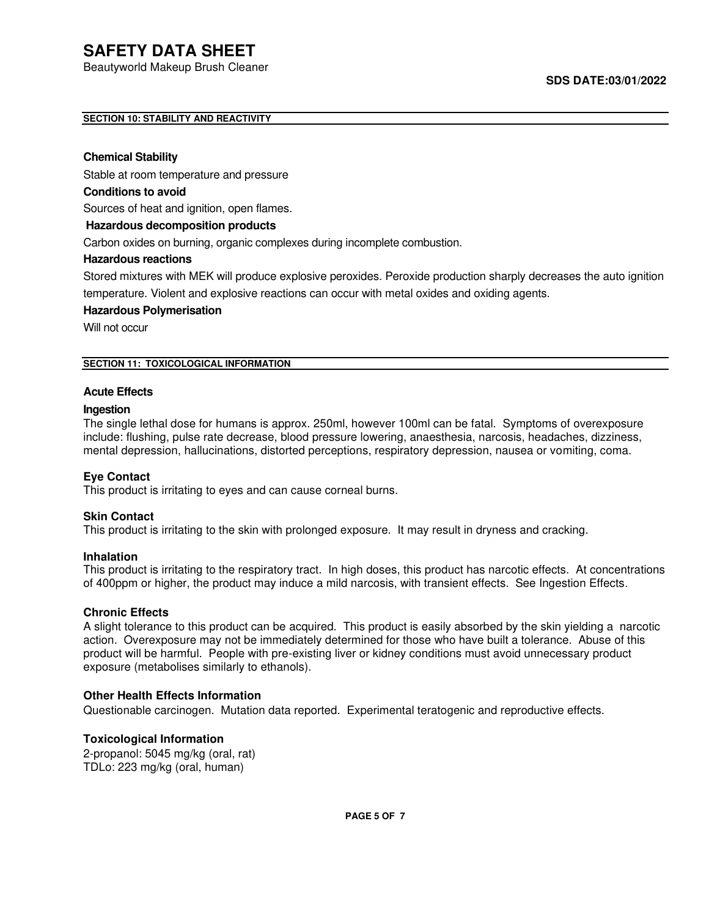#### SECTION 10: STABILITY AND REACTIVITY

**Chemical Stability**

Stable at room temperature and pressure

**Conditions to avoid**

Sources of heat and ignition, open flames.

**Hazardous decomposition products**

Carbon oxides on burning, organic complexes during incomplete combustion.

**Hazardous reactions**

Stored mixtures with MEK will produce explosive peroxides. Peroxide production sharply decreases the auto ignition temperature. Violent and explosive reactions can occur with metal oxides and oxiding agents.

**Hazardous Polymerisation**

Will not occur

#### SECTION 11: TOXICOLOGICAL INFORMATION

**Acute Effects**

**Ingestion**

The single lethal dose for humans is approx. 250ml, however 100ml can be fatal. Symptoms of overexposure include: flushing, pulse rate decrease, blood pressure lowering, anaesthesia, narcosis, headaches, dizziness, mental depression, hallucinations, distorted perceptions, respiratory depression, nausea or vomiting, coma.

**Eye Contact**

This product is irritating to eyes and can cause corneal burns.

**Skin Contact**

This product is irritating to the skin with prolonged exposure. It may result in dryness and cracking.

**Inhalation**

This product is irritating to the respiratory tract. In high doses, this product has narcotic effects. At concentrations of 400ppm or higher, the product may induce a mild narcosis, with transient effects. See Ingestion Effects.

**Chronic Effects**

A slight tolerance to this product can be acquired. This product is easily absorbed by the skin yielding a narcotic action. Overexposure may not be immediately determined for those who have built a tolerance. Abuse of this product will be harmful. People with pre-existing liver or kidney conditions must avoid unnecessary product exposure (metabolises similarly to ethanols).

**Other Health Effects Information**

Questionable carcinogen. Mutation data reported. Experimental teratogenic and reproductive effects.

**Toxicological Information**

2-propanol: 5045 mg/kg (oral, rat)
TDLo: 223 mg/kg (oral, human)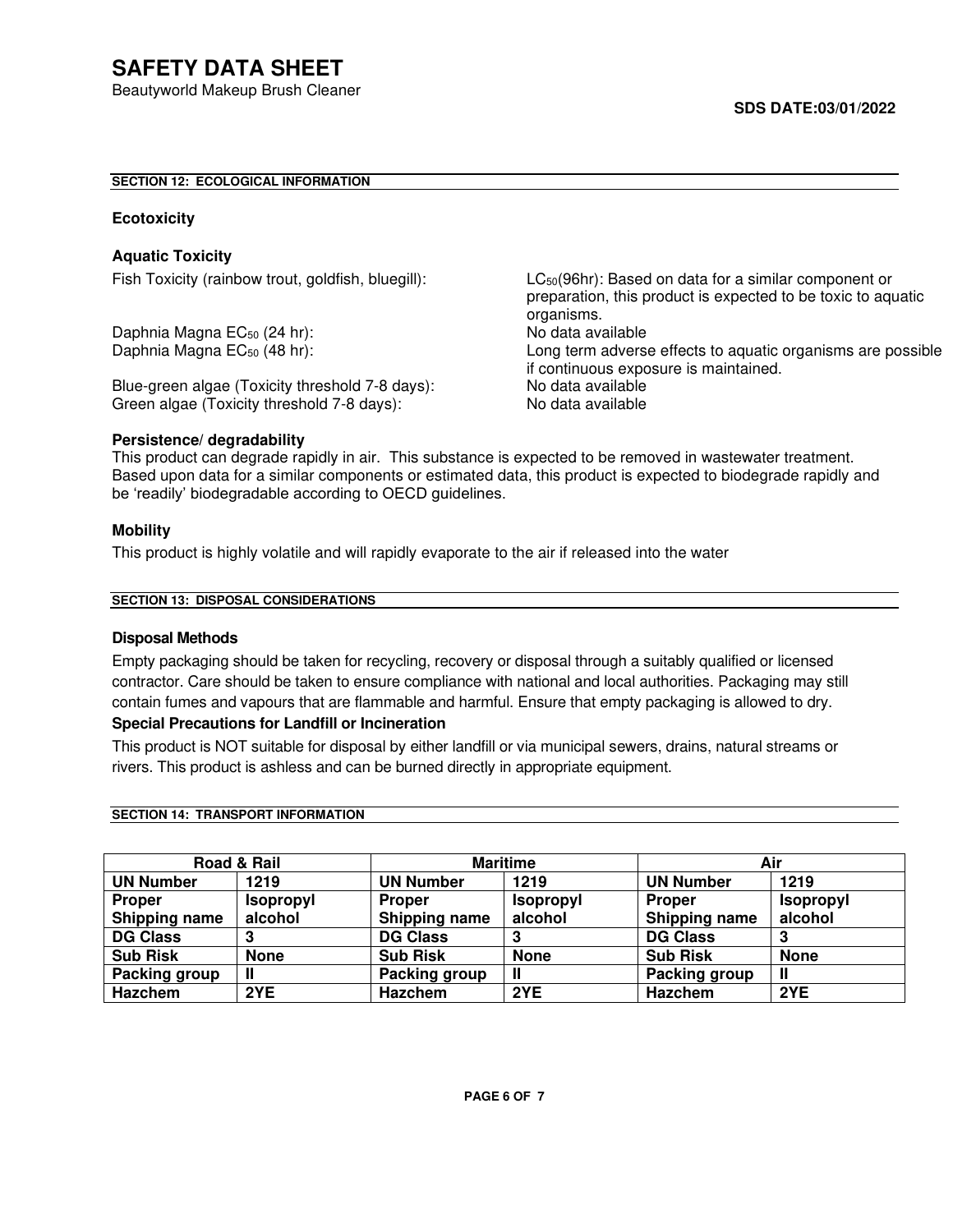# SAFETY DATA SHEET

Beautyworld Makeup Brush Cleaner

**SDS DATE:03/01/2022**

## SECTION 12: ECOLOGICAL INFORMATION

### Ecotoxicity

### Aquatic Toxicity

| | |
|---|---|
| Fish Toxicity (rainbow trout, goldfish, bluegill): | $LC_{50}$(96hr): Based on data for a similar component or preparation, this product is expected to be toxic to aquatic organisms. |
| Daphnia Magna $EC_{50}$ (24 hr): | No data available |
| Daphnia Magna $EC_{50}$ (48 hr): | Long term adverse effects to aquatic organisms are possible if continuous exposure is maintained. |
| Blue-green algae (Toxicity threshold 7-8 days): | No data available |
| Green algae (Toxicity threshold 7-8 days): | No data available |

### Persistence/ degradability

This product can degrade rapidly in air. This substance is expected to be removed in wastewater treatment. Based upon data for a similar components or estimated data, this product is expected to biodegrade rapidly and be 'readily' biodegradable according to OECD guidelines.

### Mobility

This product is highly volatile and will rapidly evaporate to the air if released into the water

## SECTION 13: DISPOSAL CONSIDERATIONS

### Disposal Methods

Empty packaging should be taken for recycling, recovery or disposal through a suitably qualified or licensed contractor. Care should be taken to ensure compliance with national and local authorities. Packaging may still contain fumes and vapours that are flammable and harmful. Ensure that empty packaging is allowed to dry.

### Special Precautions for Landfill or Incineration

This product is NOT suitable for disposal by either landfill or via municipal sewers, drains, natural streams or rivers. This product is ashless and can be burned directly in appropriate equipment.

## SECTION 14: TRANSPORT INFORMATION

| Road & Rail | | Maritime | | Air | |
|---|---|---|---|---|---|
| **UN Number** | **1219** | **UN Number** | **1219** | **UN Number** | **1219** |
| **Proper Shipping name** | **Isopropyl alcohol** | **Proper Shipping name** | **Isopropyl alcohol** | **Proper Shipping name** | **Isopropyl alcohol** |
| **DG Class** | **3** | **DG Class** | **3** | **DG Class** | **3** |
| **Sub Risk** | **None** | **Sub Risk** | **None** | **Sub Risk** | **None** |
| **Packing group** | **II** | **Packing group** | **II** | **Packing group** | **II** |
| **Hazchem** | **2YE** | **Hazchem** | **2YE** | **Hazchem** | **2YE** |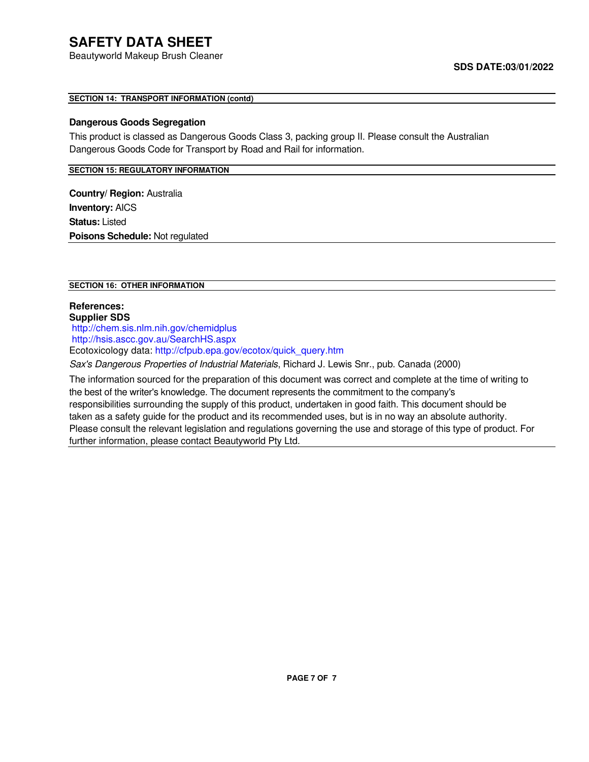#### SECTION 14: TRANSPORT INFORMATION (contd)

**Dangerous Goods Segregation**

This product is classed as Dangerous Goods Class 3, packing group II. Please consult the Australian Dangerous Goods Code for Transport by Road and Rail for information.

#### SECTION 15: REGULATORY INFORMATION

**Country/ Region:** Australia
**Inventory:** AICS
**Status:** Listed
**Poisons Schedule:** Not regulated

#### SECTION 16: OTHER INFORMATION

**References:**
**Supplier SDS**
http://chem.sis.nlm.nih.gov/chemidplus
http://hsis.ascc.gov.au/SearchHS.aspx
Ecotoxicology data: http://cfpub.epa.gov/ecotox/quick_query.htm
*Sax's Dangerous Properties of Industrial Materials*, Richard J. Lewis Snr., pub. Canada (2000)

The information sourced for the preparation of this document was correct and complete at the time of writing to the best of the writer's knowledge. The document represents the commitment to the company's responsibilities surrounding the supply of this product, undertaken in good faith. This document should be taken as a safety guide for the product and its recommended uses, but is in no way an absolute authority. Please consult the relevant legislation and regulations governing the use and storage of this type of product. For further information, please contact Beautyworld Pty Ltd.